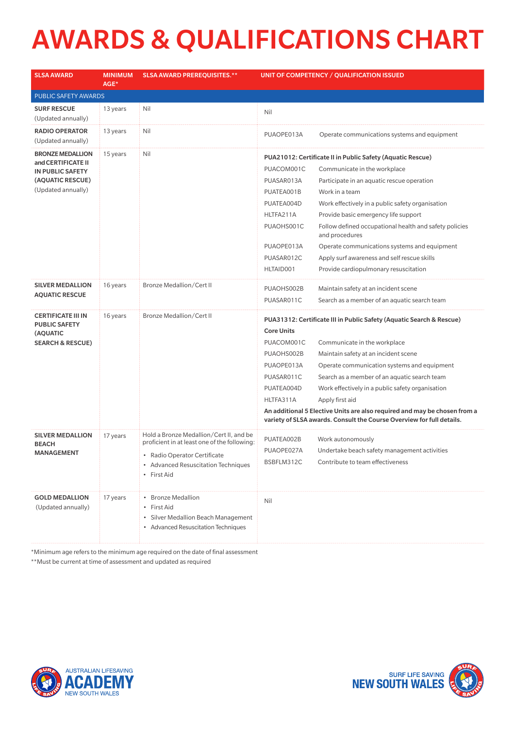# AWARDS & QUALIFICATIONS CHART

| SLSA AWARD | MINIMUM AGE* | SLSA AWARD PREREQUISITES.** | UNIT OF COMPETENCY / QUALIFICATION ISSUED | |
|---|---|---|---|---|
| PUBLIC SAFETY AWARDS | | | | |
| **SURF RESCUE** (Updated annually) | 13 years | Nil | Nil | |
| **RADIO OPERATOR** (Updated annually) | 13 years | Nil | PUAOPE013A | Operate communications systems and equipment |
| **BRONZE MEDALLION and CERTIFICATE II IN PUBLIC SAFETY (AQUATIC RESCUE)** (Updated annually) | 15 years | Nil | **PUA21012: Certificate II in Public Safety (Aquatic Rescue)** | |
| | | | PUACOM001C | Communicate in the workplace |
| | | | PUASAR013A | Participate in an aquatic rescue operation |
| | | | PUATEA001B | Work in a team |
| | | | PUATEA004D | Work effectively in a public safety organisation |
| | | | HLTFA211A | Provide basic emergency life support |
| | | | PUAOHS001C | Follow defined occupational health and safety policies and procedures |
| | | | PUAOPE013A | Operate communications systems and equipment |
| | | | PUASAR012C | Apply surf awareness and self rescue skills |
| | | | HLTAID001 | Provide cardiopulmonary resuscitation |
| **SILVER MEDALLION AQUATIC RESCUE** | 16 years | Bronze Medallion/Cert II | PUAOHS002B | Maintain safety at an incident scene |
| | | | PUASAR011C | Search as a member of an aquatic search team |
| **CERTIFICATE III IN PUBLIC SAFETY (AQUATIC SEARCH & RESCUE)** | 16 years | Bronze Medallion/Cert II | **PUA31312: Certificate III in Public Safety (Aquatic Search & Rescue)** | |
| | | | **Core Units** | |
| | | | PUACOM001C | Communicate in the workplace |
| | | | PUAOHS002B | Maintain safety at an incident scene |
| | | | PUAOPE013A | Operate communication systems and equipment |
| | | | PUASAR011C | Search as a member of an aquatic search team |
| | | | PUATEA004D | Work effectively in a public safety organisation |
| | | | HLTFA311A | Apply first aid |
| | | | **An additional 5 Elective Units are also required and may be chosen from a variety of SLSA awards. Consult the Course Overview for full details.** | |
| **SILVER MEDALLION BEACH MANAGEMENT** | 17 years | Hold a Bronze Medallion/Cert II, and be proficient in at least one of the following: • Radio Operator Certificate • Advanced Resuscitation Techniques • First Aid | PUATEA002B | Work autonomously |
| | | | PUAOPE027A | Undertake beach safety management activities |
| | | | BSBFLM312C | Contribute to team effectiveness |
| **GOLD MEDALLION** (Updated annually) | 17 years | • Bronze Medallion • First Aid • Silver Medallion Beach Management • Advanced Resuscitation Techniques | Nil | |

*Minimum age refers to the minimum age required on the date of final assessment

**Must be current at time of assessment and updated as required

AUSTRALIAN LIFESAVING ACADEMY NEW SOUTH WALES

SURF LIFE SAVING NEW SOUTH WALES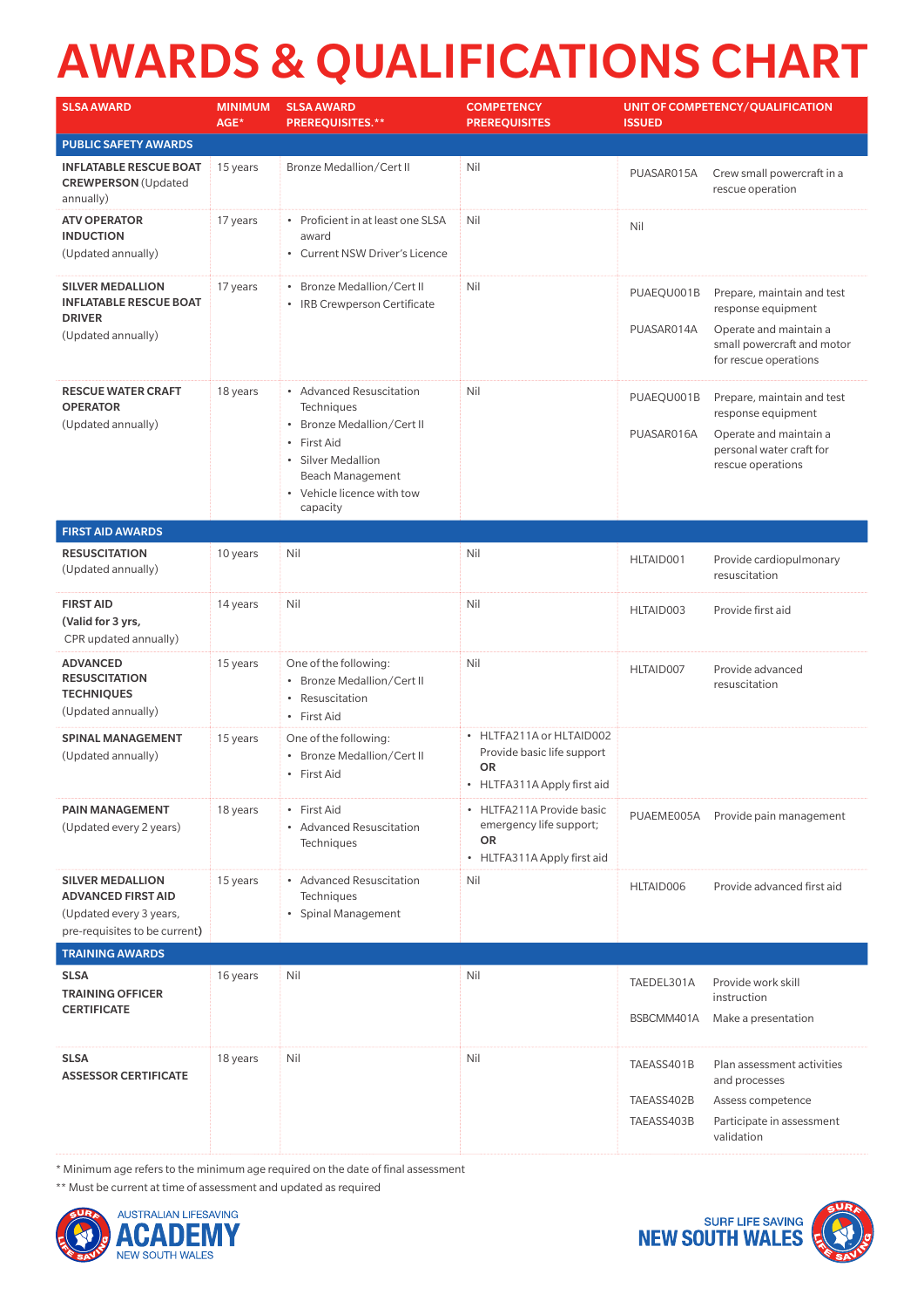# AWARDS & QUALIFICATIONS CHART

| SLSA AWARD | MINIMUM AGE* | SLSA AWARD PREREQUISITES.** | COMPETENCY PREREQUISITES | UNIT OF COMPETENCY/QUALIFICATION ISSUED | |
|---|---|---|---|---|---|
| **PUBLIC SAFETY AWARDS** | | | | | |
| **INFLATABLE RESCUE BOAT CREWPERSON** (Updated annually) | 15 years | Bronze Medallion/Cert II | Nil | PUASAR015A | Crew small powercraft in a rescue operation |
| **ATV OPERATOR INDUCTION** (Updated annually) | 17 years | • Proficient in at least one SLSA award<br>• Current NSW Driver's Licence | Nil | Nil | |
| **SILVER MEDALLION INFLATABLE RESCUE BOAT DRIVER** (Updated annually) | 17 years | • Bronze Medallion/Cert II<br>• IRB Crewperson Certificate | Nil | PUAEQU001B<br>PUASAR014A | Prepare, maintain and test response equipment<br>Operate and maintain a small powercraft and motor for rescue operations |
| **RESCUE WATER CRAFT OPERATOR** (Updated annually) | 18 years | • Advanced Resuscitation Techniques<br>• Bronze Medallion/Cert II<br>• First Aid<br>• Silver Medallion Beach Management<br>• Vehicle licence with tow capacity | Nil | PUAEQU001B<br>PUASAR016A | Prepare, maintain and test response equipment<br>Operate and maintain a personal water craft for rescue operations |
| **FIRST AID AWARDS** | | | | | |
| **RESUSCITATION** (Updated annually) | 10 years | Nil | Nil | HLTAID001 | Provide cardiopulmonary resuscitation |
| **FIRST AID (Valid for 3 yrs,** CPR updated annually) | 14 years | Nil | Nil | HLTAID003 | Provide first aid |
| **ADVANCED RESUSCITATION TECHNIQUES** (Updated annually) | 15 years | One of the following:<br>• Bronze Medallion/Cert II<br>• Resuscitation<br>• First Aid | Nil | HLTAID007 | Provide advanced resuscitation |
| **SPINAL MANAGEMENT** (Updated annually) | 15 years | One of the following:<br>• Bronze Medallion/Cert II<br>• First Aid | • HLTFA211A or HLTAID002 Provide basic life support **OR**<br>• HLTFA311A Apply first aid | | |
| **PAIN MANAGEMENT** (Updated every 2 years) | 18 years | • First Aid<br>• Advanced Resuscitation Techniques | • HLTFA211A Provide basic emergency life support; **OR**<br>• HLTFA311A Apply first aid | PUAEME005A | Provide pain management |
| **SILVER MEDALLION ADVANCED FIRST AID** (Updated every 3 years, pre-requisites to be current) | 15 years | • Advanced Resuscitation Techniques<br>• Spinal Management | Nil | HLTAID006 | Provide advanced first aid |
| **TRAINING AWARDS** | | | | | |
| **SLSA TRAINING OFFICER CERTIFICATE** | 16 years | Nil | Nil | TAEDEL301A<br>BSBCMM401A | Provide work skill instruction<br>Make a presentation |
| **SLSA ASSESSOR CERTIFICATE** | 18 years | Nil | Nil | TAEASS401B<br>TAEASS402B<br>TAEASS403B | Plan assessment activities and processes<br>Assess competence<br>Participate in assessment validation |

\* Minimum age refers to the minimum age required on the date of final assessment

\*\* Must be current at time of assessment and updated as required

AUSTRALIAN LIFESAVING ACADEMY NEW SOUTH WALES

SURF LIFE SAVING NEW SOUTH WALES